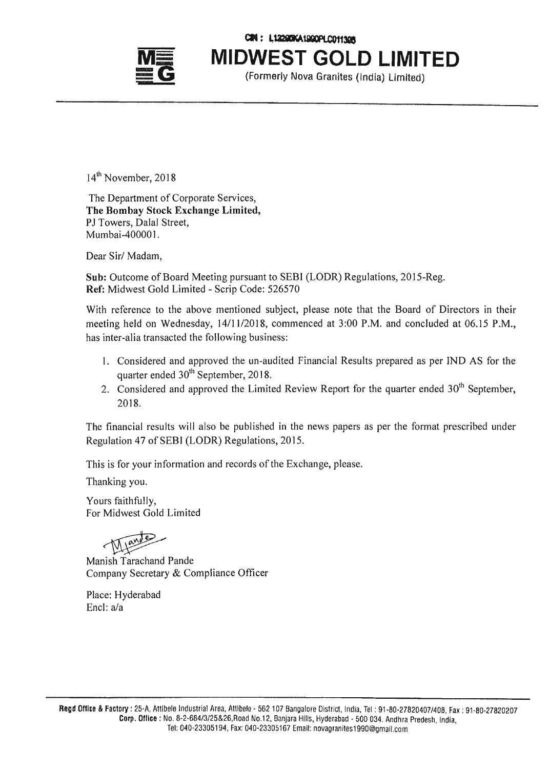CIN : L13200KA1990PLC011396

# MIDWEST GOLD LIMITED

(Formerly Nova Granites (India) Limited)

14th November, 2018

The Department of Corporate Services,
**The Bombay Stock Exchange Limited,**
PJ Towers, Dalal Street,
Mumbai-400001.

Dear Sir/ Madam,

**Sub:** Outcome of Board Meeting pursuant to SEBI (LODR) Regulations, 2015-Reg.
**Ref:** Midwest Gold Limited - Scrip Code: 526570

With reference to the above mentioned subject, please note that the Board of Directors in their meeting held on Wednesday, 14/11/2018, commenced at 3:00 P.M. and concluded at 06.15 P.M., has inter-alia transacted the following business:

1. Considered and approved the un-audited Financial Results prepared as per IND AS for the quarter ended 30th September, 2018.
2. Considered and approved the Limited Review Report for the quarter ended 30th September, 2018.

The financial results will also be published in the news papers as per the format prescribed under Regulation 47 of SEBI (LODR) Regulations, 2015.

This is for your information and records of the Exchange, please.

Thanking you.

Yours faithfully,
For Midwest Gold Limited

Manish Tarachand Pande
Company Secretary & Compliance Officer

Place: Hyderabad
Encl: a/a

**Regd Office & Factory :** 25-A, Attibele Industrial Area, Attibele - 562 107 Bangalore District, India, Tel : 91-80-27820407/408, Fax : 91-80-27820207
**Corp. Office :** No. 8-2-684/3/25&26,Road No.12, Banjara Hills, Hyderabad - 500 034. Andhra Predesh, India,
Tel: 040-23305194, Fax: 040-23305167 Email: novagranites1990@gmail.com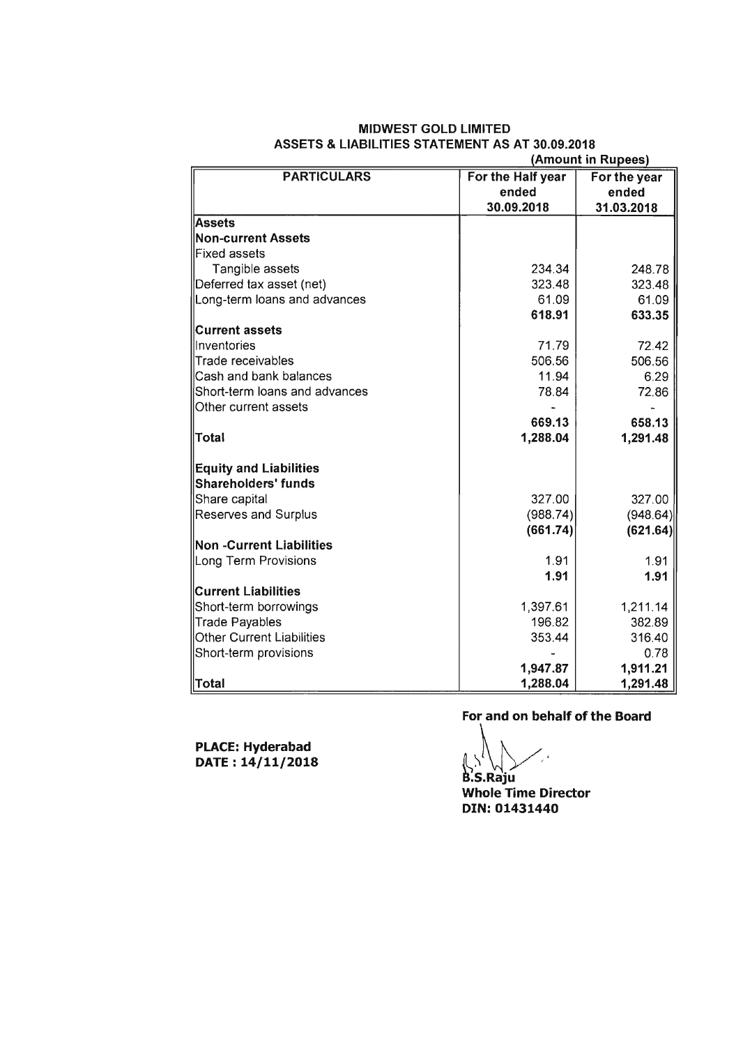# MIDWEST GOLD LIMITED

## ASSETS & LIABILITIES STATEMENT AS AT 30.09.2018

(Amount in Rupees)

| PARTICULARS | For the Half year ended 30.09.2018 | For the year ended 31.03.2018 |
|---|---|---|
| **Assets** | | |
| **Non-current Assets** | | |
| Fixed assets | | |
| Tangible assets | 234.34 | 248.78 |
| Deferred tax asset (net) | 323.48 | 323.48 |
| Long-term loans and advances | 61.09 | 61.09 |
| | **618.91** | **633.35** |
| **Current assets** | | |
| Inventories | 71.79 | 72.42 |
| Trade receivables | 506.56 | 506.56 |
| Cash and bank balances | 11.94 | 6.29 |
| Short-term loans and advances | 78.84 | 72.86 |
| Other current assets | - | - |
| | **669.13** | **658.13** |
| **Total** | **1,288.04** | **1,291.48** |
| **Equity and Liabilities** | | |
| **Shareholders' funds** | | |
| Share capital | 327.00 | 327.00 |
| Reserves and Surplus | (988.74) | (948.64) |
| | **(661.74)** | **(621.64)** |
| **Non -Current Liabilities** | | |
| Long Term Provisions | 1.91 | 1.91 |
| | **1.91** | **1.91** |
| **Current Liabilities** | | |
| Short-term borrowings | 1,397.61 | 1,211.14 |
| Trade Payables | 196.82 | 382.89 |
| Other Current Liabilities | 353.44 | 316.40 |
| Short-term provisions | - | 0.78 |
| | **1,947.87** | **1,911.21** |
| **Total** | **1,288.04** | **1,291.48** |

**For and on behalf of the Board**

**PLACE: Hyderabad**
**DATE : 14/11/2018**

**B.S.Raju**
**Whole Time Director**
**DIN: 01431440**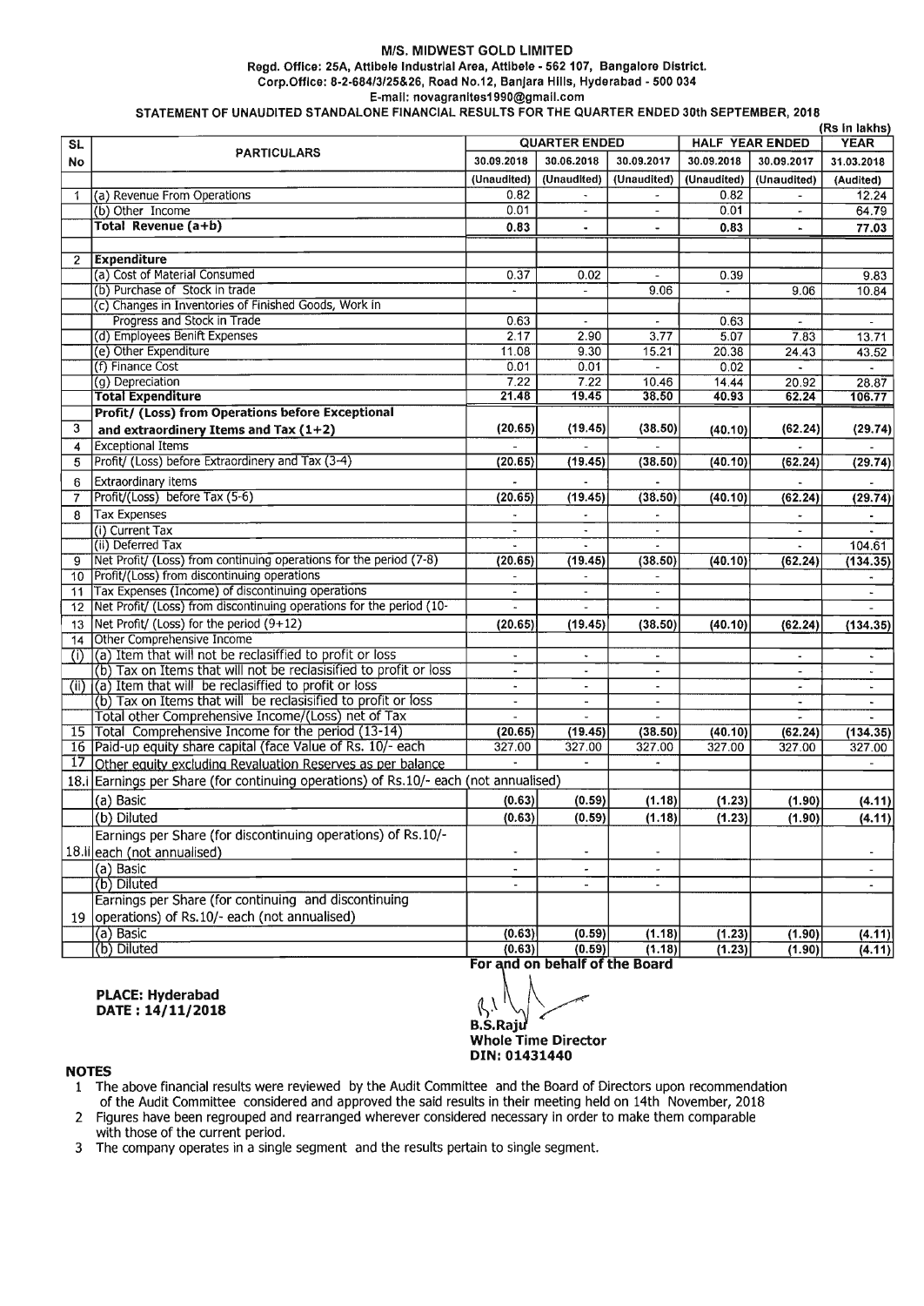**M/S. MIDWEST GOLD LIMITED**
**Regd. Office: 25A, Attibele Industrial Area, Attibele - 562 107, Bangalore District.**
**Corp.Office: 8-2-684/3/25&26, Road No.12, Banjara Hills, Hyderabad - 500 034**
**E-mail: novagranites1990@gmail.com**

**STATEMENT OF UNAUDITED STANDALONE FINANCIAL RESULTS FOR THE QUARTER ENDED 30th SEPTEMBER, 2018**

(Rs in lakhs)

| SL No | PARTICULARS | QUARTER ENDED | | | HALF YEAR ENDED | | YEAR |
|---|---|---|---|---|---|---|---|
| | | 30.09.2018 | 30.06.2018 | 30.09.2017 | 30.09.2018 | 30.09.2017 | 31.03.2018 |
| | | (Unaudited) | (Unaudited) | (Unaudited) | (Unaudited) | (Unaudited) | (Audited) |
| 1 | (a) Revenue From Operations | 0.82 | - | - | 0.82 | - | 12.24 |
| | (b) Other Income | 0.01 | - | - | 0.01 | - | 64.79 |
| | **Total Revenue (a+b)** | **0.83** | - | - | **0.83** | - | **77.03** |
| 2 | **Expenditure** | | | | | | |
| | (a) Cost of Material Consumed | 0.37 | 0.02 | - | 0.39 | | 9.83 |
| | (b) Purchase of Stock in trade | - | - | 9.06 | - | 9.06 | 10.84 |
| | (c) Changes in Inventories of Finished Goods, Work in Progress and Stock in Trade | 0.63 | - | - | 0.63 | - | - |
| | (d) Employees Benift Expenses | 2.17 | 2.90 | 3.77 | 5.07 | 7.83 | 13.71 |
| | (e) Other Expenditure | 11.08 | 9.30 | 15.21 | 20.38 | 24.43 | 43.52 |
| | (f) Finance Cost | 0.01 | 0.01 | - | 0.02 | - | - |
| | (g) Depreciation | 7.22 | 7.22 | 10.46 | 14.44 | 20.92 | 28.87 |
| | **Total Expenditure** | **21.48** | **19.45** | **38.50** | **40.93** | **62.24** | **106.77** |
| 3 | **Profit/ (Loss) from Operations before Exceptional and extraordinery Items and Tax (1+2)** | **(20.65)** | **(19.45)** | **(38.50)** | **(40.10)** | **(62.24)** | **(29.74)** |
| 4 | Exceptional Items | - | - | - | | - | - |
| 5 | Profit/ (Loss) before Extraordinery and Tax (3-4) | **(20.65)** | **(19.45)** | **(38.50)** | **(40.10)** | **(62.24)** | **(29.74)** |
| 6 | Extraordinary items | - | - | - | | - | - |
| 7 | Profit/(Loss) before Tax (5-6) | **(20.65)** | **(19.45)** | **(38.50)** | **(40.10)** | **(62.24)** | **(29.74)** |
| 8 | Tax Expenses | - | - | - | | - | - |
| | (i) Current Tax | - | - | - | | - | - |
| | (ii) Deferred Tax | - | - | - | | - | 104.61 |
| 9 | Net Profit/ (Loss) from continuing operations for the period (7-8) | **(20.65)** | **(19.45)** | **(38.50)** | **(40.10)** | **(62.24)** | **(134.35)** |
| 10 | Profit/(Loss) from discontinuing operations | - | - | - | | | - |
| 11 | Tax Expenses (Income) of discontinuing operations | - | - | - | | | - |
| 12 | Net Profit/ (Loss) from discontinuing operations for the period (10- | - | - | - | | | - |
| 13 | Net Profit/ (Loss) for the period (9+12) | **(20.65)** | **(19.45)** | **(38.50)** | **(40.10)** | **(62.24)** | **(134.35)** |
| 14 | Other Comprehensive Income | | | | | | |
| (i) | (a) Item that will not be reclasiffied to profit or loss | - | - | - | | - | - |
| | (b) Tax on Items that will not be reclasisified to profit or loss | - | - | - | | - | - |
| (ii) | (a) Item that will be reclasiffied to profit or loss | - | - | - | | - | - |
| | (b) Tax on Items that will be reclasisified to profit or loss | - | - | - | | - | - |
| | Total other Comprehensive Income/(Loss) net of Tax | - | - | - | | - | - |
| 15 | Total Comprehensive Income for the period (13-14) | **(20.65)** | **(19.45)** | **(38.50)** | **(40.10)** | **(62.24)** | **(134.35)** |
| 16 | Paid-up equity share capital (face Value of Rs. 10/- each | 327.00 | 327.00 | 327.00 | 327.00 | 327.00 | 327.00 |
| 17 | Other equity excluding Revaluation Reserves as per balance | - | - | - | | | - |
| 18.i | Earnings per Share (for continuing operations) of Rs.10/- each (not annualised) | | | | | | |
| | (a) Basic | **(0.63)** | **(0.59)** | **(1.18)** | **(1.23)** | **(1.90)** | **(4.11)** |
| | (b) Diluted | **(0.63)** | **(0.59)** | **(1.18)** | **(1.23)** | **(1.90)** | **(4.11)** |
| 18.ii | Earnings per Share (for discontinuing operations) of Rs.10/- each (not annualised) | - | - | - | | | - |
| | (a) Basic | - | - | - | | | - |
| | (b) Diluted | - | - | - | | | - |
| 19 | Earnings per Share (for continuing and discontinuing operations) of Rs.10/- each (not annualised) | | | | | | |
| | (a) Basic | **(0.63)** | **(0.59)** | **(1.18)** | **(1.23)** | **(1.90)** | **(4.11)** |
| | (b) Diluted | **(0.63)** | **(0.59)** | **(1.18)** | **(1.23)** | **(1.90)** | **(4.11)** |

**For and on behalf of the Board**

**PLACE: Hyderabad**
**DATE : 14/11/2018**

**B.S.Raju**
**Whole Time Director**
**DIN: 01431440**

**NOTES**

1. The above financial results were reviewed by the Audit Committee and the Board of Directors upon recommendation of the Audit Committee considered and approved the said results in their meeting held on 14th November, 2018
2. Figures have been regrouped and rearranged wherever considered necessary in order to make them comparable with those of the current period.
3. The company operates in a single segment and the results pertain to single segment.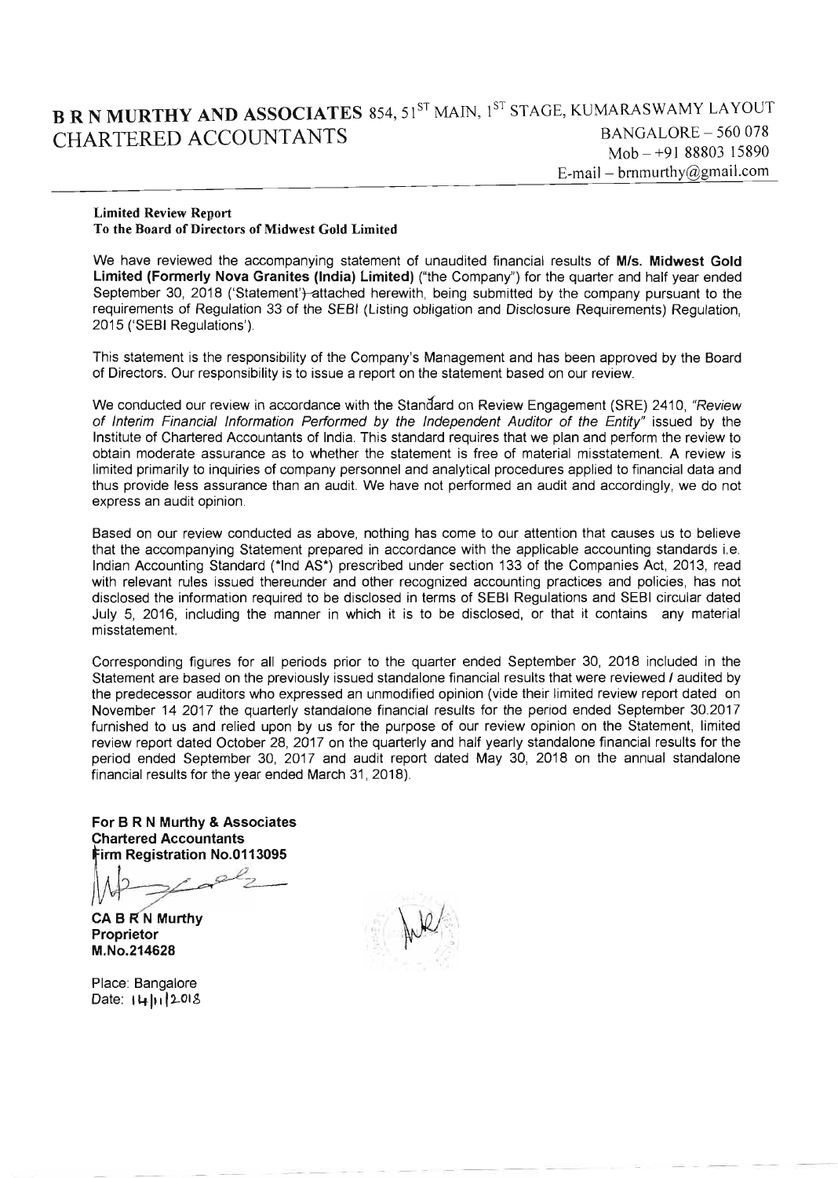# B R N MURTHY AND ASSOCIATES 854, 51$^{ST}$ MAIN, 1$^{ST}$ STAGE, KUMARASWAMY LAYOUT
# CHARTERED ACCOUNTANTS

BANGALORE – 560 078
Mob – +91 88803 15890
E-mail – brnmurthy@gmail.com

**Limited Review Report**
**To the Board of Directors of Midwest Gold Limited**

We have reviewed the accompanying statement of unaudited financial results of **M/s. Midwest Gold Limited (Formerly Nova Granites (India) Limited)** ("the Company") for the quarter and half year ended September 30, 2018 ('Statement') attached herewith, being submitted by the company pursuant to the requirements of Regulation 33 of the SEBI (Listing obligation and Disclosure Requirements) Regulation, 2015 ('SEBI Regulations').

This statement is the responsibility of the Company's Management and has been approved by the Board of Directors. Our responsibility is to issue a report on the statement based on our review.

We conducted our review in accordance with the Standard on Review Engagement (SRE) 2410, *"Review of Interim Financial Information Performed by the Independent Auditor of the Entity"* issued by the Institute of Chartered Accountants of India. This standard requires that we plan and perform the review to obtain moderate assurance as to whether the statement is free of material misstatement. A review is limited primarily to inquiries of company personnel and analytical procedures applied to financial data and thus provide less assurance than an audit. We have not performed an audit and accordingly, we do not express an audit opinion.

Based on our review conducted as above, nothing has come to our attention that causes us to believe that the accompanying Statement prepared in accordance with the applicable accounting standards i.e. Indian Accounting Standard (*Ind AS*) prescribed under section 133 of the Companies Act, 2013, read with relevant rules issued thereunder and other recognized accounting practices and policies, has not disclosed the information required to be disclosed in terms of SEBI Regulations and SEBI circular dated July 5, 2016, including the manner in which it is to be disclosed, or that it contains any material misstatement.

Corresponding figures for all periods prior to the quarter ended September 30, 2018 included in the Statement are based on the previously issued standalone financial results that were reviewed / audited by the predecessor auditors who expressed an unmodified opinion (vide their limited review report dated on November 14 2017 the quarterly standalone financial results for the period ended September 30.2017 furnished to us and relied upon by us for the purpose of our review opinion on the Statement, limited review report dated October 28, 2017 on the quarterly and half yearly standalone financial results for the period ended September 30, 2017 and audit report dated May 30, 2018 on the annual standalone financial results for the year ended March 31, 2018).

**For B R N Murthy & Associates**
**Chartered Accountants**
**Firm Registration No.0113095**

**CA B R N Murthy**
**Proprietor**
**M.No.214628**

Place: Bangalore
Date: 14/11/2018